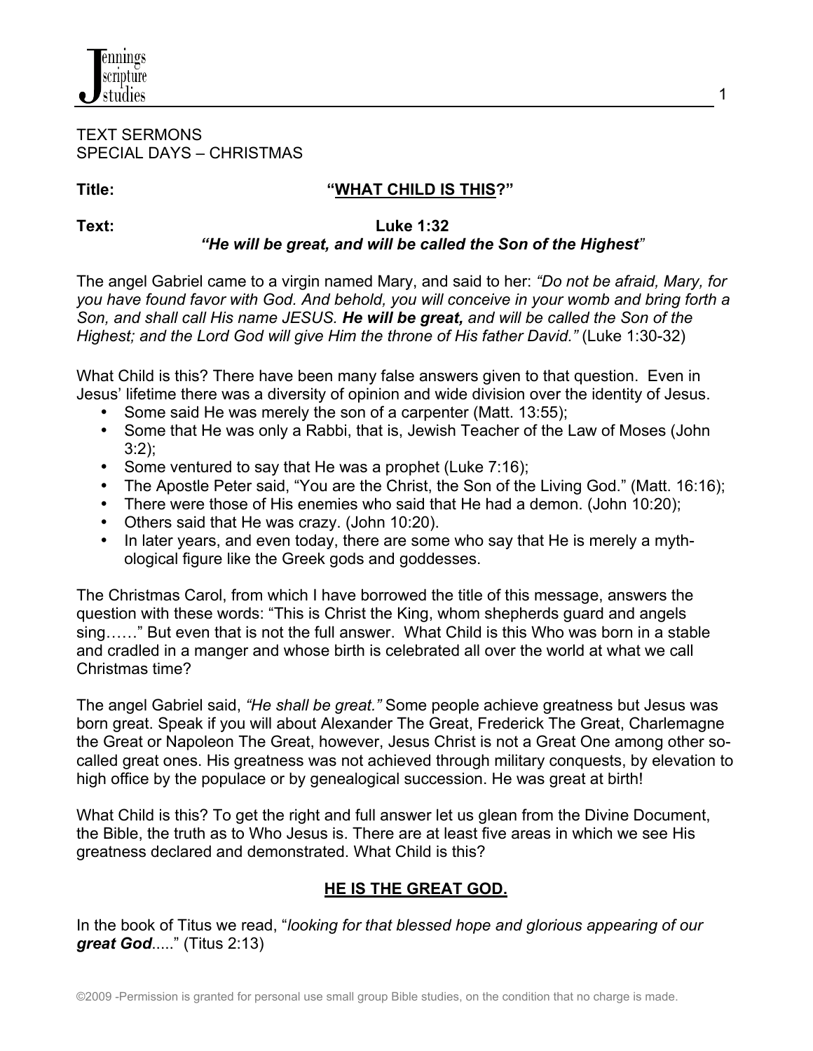TEXT SERMONS
SPECIAL DAYS – CHRISTMAS

**Title:** **"WHAT CHILD IS THIS?"**

**Text:** **Luke 1:32**
***"He will be great, and will be called the Son of the Highest"***

The angel Gabriel came to a virgin named Mary, and said to her: *"Do not be afraid, Mary, for you have found favor with God. And behold, you will conceive in your womb and bring forth a Son, and shall call His name JESUS.* ***He will be great,*** *and will be called the Son of the Highest; and the Lord God will give Him the throne of His father David."* (Luke 1:30-32)

What Child is this? There have been many false answers given to that question. Even in Jesus' lifetime there was a diversity of opinion and wide division over the identity of Jesus.

- Some said He was merely the son of a carpenter (Matt. 13:55);
- Some that He was only a Rabbi, that is, Jewish Teacher of the Law of Moses (John 3:2);
- Some ventured to say that He was a prophet (Luke 7:16);
- The Apostle Peter said, "You are the Christ, the Son of the Living God." (Matt. 16:16);
- There were those of His enemies who said that He had a demon. (John 10:20);
- Others said that He was crazy. (John 10:20).
- In later years, and even today, there are some who say that He is merely a mythological figure like the Greek gods and goddesses.

The Christmas Carol, from which I have borrowed the title of this message, answers the question with these words: "This is Christ the King, whom shepherds guard and angels sing……" But even that is not the full answer. What Child is this Who was born in a stable and cradled in a manger and whose birth is celebrated all over the world at what we call Christmas time?

The angel Gabriel said, *"He shall be great."* Some people achieve greatness but Jesus was born great. Speak if you will about Alexander The Great, Frederick The Great, Charlemagne the Great or Napoleon The Great, however, Jesus Christ is not a Great One among other so-called great ones. His greatness was not achieved through military conquests, by elevation to high office by the populace or by genealogical succession. He was great at birth!

What Child is this? To get the right and full answer let us glean from the Divine Document, the Bible, the truth as to Who Jesus is. There are at least five areas in which we see His greatness declared and demonstrated. What Child is this?

## HE IS THE GREAT GOD.

In the book of Titus we read, "*looking for that blessed hope and glorious appearing of our* ***great God*****....." (Titus 2:13)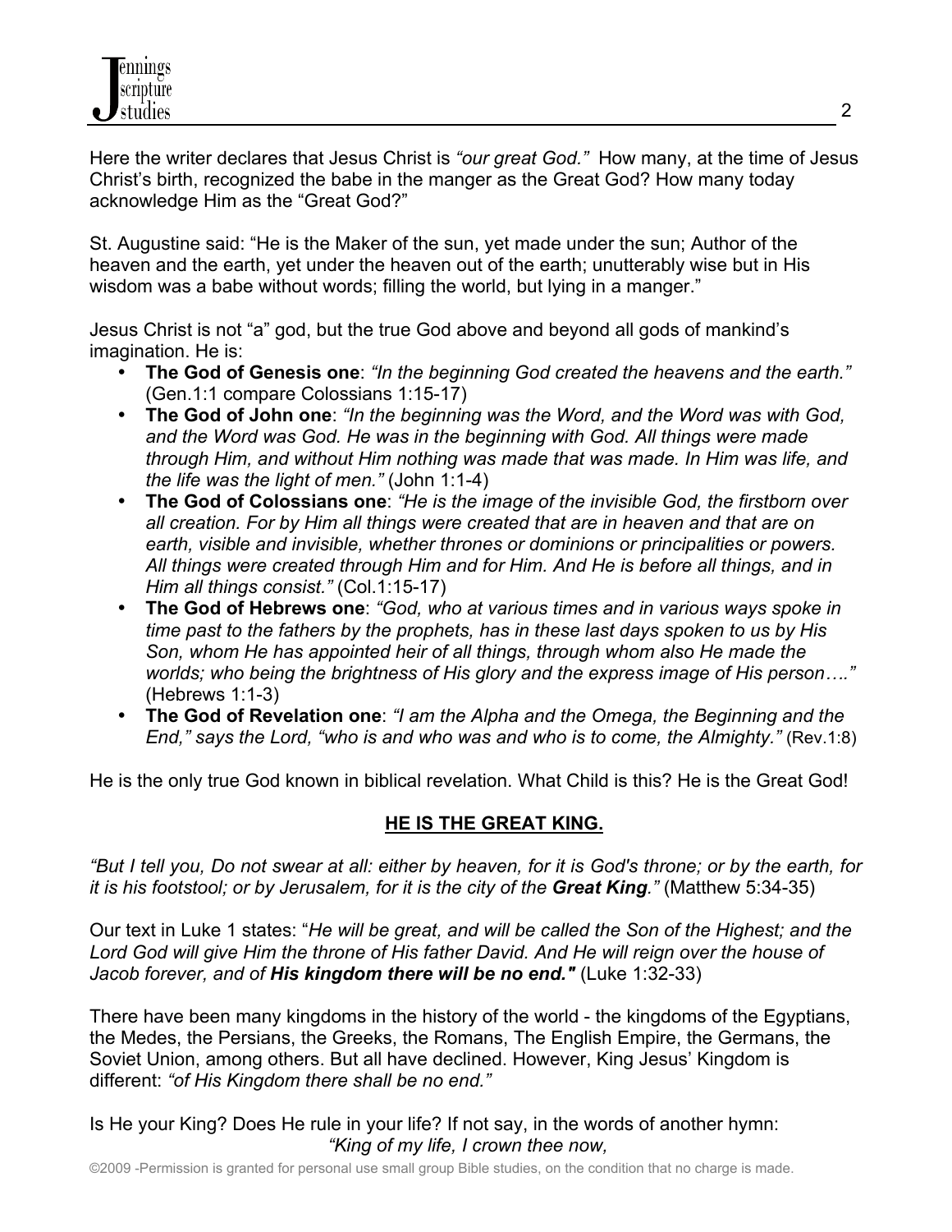Here the writer declares that Jesus Christ is *"our great God."* How many, at the time of Jesus Christ's birth, recognized the babe in the manger as the Great God? How many today acknowledge Him as the "Great God?"

St. Augustine said: "He is the Maker of the sun, yet made under the sun; Author of the heaven and the earth, yet under the heaven out of the earth; unutterably wise but in His wisdom was a babe without words; filling the world, but lying in a manger."

Jesus Christ is not "a" god, but the true God above and beyond all gods of mankind's imagination. He is:

- **The God of Genesis one**: *"In the beginning God created the heavens and the earth."* (Gen.1:1 compare Colossians 1:15-17)
- **The God of John one**: *"In the beginning was the Word, and the Word was with God, and the Word was God. He was in the beginning with God. All things were made through Him, and without Him nothing was made that was made. In Him was life, and the life was the light of men."* (John 1:1-4)
- **The God of Colossians one**: *"He is the image of the invisible God, the firstborn over all creation. For by Him all things were created that are in heaven and that are on earth, visible and invisible, whether thrones or dominions or principalities or powers. All things were created through Him and for Him. And He is before all things, and in Him all things consist."* (Col.1:15-17)
- **The God of Hebrews one**: *"God, who at various times and in various ways spoke in time past to the fathers by the prophets, has in these last days spoken to us by His Son, whom He has appointed heir of all things, through whom also He made the worlds; who being the brightness of His glory and the express image of His person…."* (Hebrews 1:1-3)
- **The God of Revelation one**: *"I am the Alpha and the Omega, the Beginning and the End," says the Lord, "who is and who was and who is to come, the Almighty."* (Rev.1:8)

He is the only true God known in biblical revelation. What Child is this? He is the Great God!

## HE IS THE GREAT KING.

*"But I tell you, Do not swear at all: either by heaven, for it is God's throne; or by the earth, for it is his footstool; or by Jerusalem, for it is the city of the **Great King**."* (Matthew 5:34-35)

Our text in Luke 1 states: "*He will be great, and will be called the Son of the Highest; and the Lord God will give Him the throne of His father David. And He will reign over the house of Jacob forever, and of **His kingdom there will be no end."*** (Luke 1:32-33)

There have been many kingdoms in the history of the world - the kingdoms of the Egyptians, the Medes, the Persians, the Greeks, the Romans, The English Empire, the Germans, the Soviet Union, among others. But all have declined. However, King Jesus' Kingdom is different: *"of His Kingdom there shall be no end."*

Is He your King? Does He rule in your life? If not say, in the words of another hymn:

*"King of my life, I crown thee now,*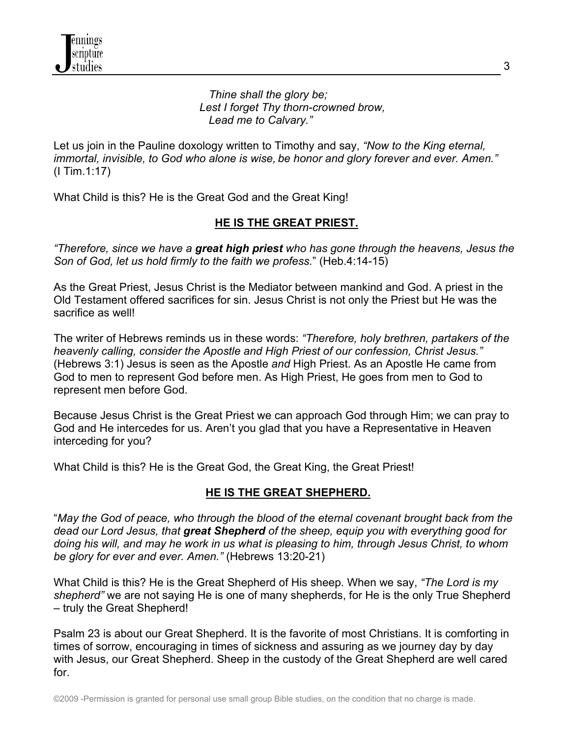*Thine shall the glory be;*
*Lest I forget Thy thorn-crowned brow,*
*Lead me to Calvary."*

Let us join in the Pauline doxology written to Timothy and say, *"Now to the King eternal, immortal, invisible, to God who alone is wise, be honor and glory forever and ever. Amen."* (I Tim.1:17)

What Child is this? He is the Great God and the Great King!

## **HE IS THE GREAT PRIEST.**

*"Therefore, since we have a **great high priest** who has gone through the heavens, Jesus the Son of God, let us hold firmly to the faith we profess.*" (Heb.4:14-15)

As the Great Priest, Jesus Christ is the Mediator between mankind and God. A priest in the Old Testament offered sacrifices for sin. Jesus Christ is not only the Priest but He was the sacrifice as well!

The writer of Hebrews reminds us in these words: *"Therefore, holy brethren, partakers of the heavenly calling, consider the Apostle and High Priest of our confession, Christ Jesus."* (Hebrews 3:1) Jesus is seen as the Apostle *and* High Priest. As an Apostle He came from God to men to represent God before men. As High Priest, He goes from men to God to represent men before God.

Because Jesus Christ is the Great Priest we can approach God through Him; we can pray to God and He intercedes for us. Aren't you glad that you have a Representative in Heaven interceding for you?

What Child is this? He is the Great God, the Great King, the Great Priest!

## **HE IS THE GREAT SHEPHERD.**

"*May the God of peace, who through the blood of the eternal covenant brought back from the dead our Lord Jesus, that **great Shepherd** of the sheep, equip you with everything good for doing his will, and may he work in us what is pleasing to him, through Jesus Christ, to whom be glory for ever and ever. Amen."* (Hebrews 13:20-21)

What Child is this? He is the Great Shepherd of His sheep. When we say, *"The Lord is my shepherd"* we are not saying He is one of many shepherds, for He is the only True Shepherd – truly the Great Shepherd!

Psalm 23 is about our Great Shepherd. It is the favorite of most Christians. It is comforting in times of sorrow, encouraging in times of sickness and assuring as we journey day by day with Jesus, our Great Shepherd. Sheep in the custody of the Great Shepherd are well cared for.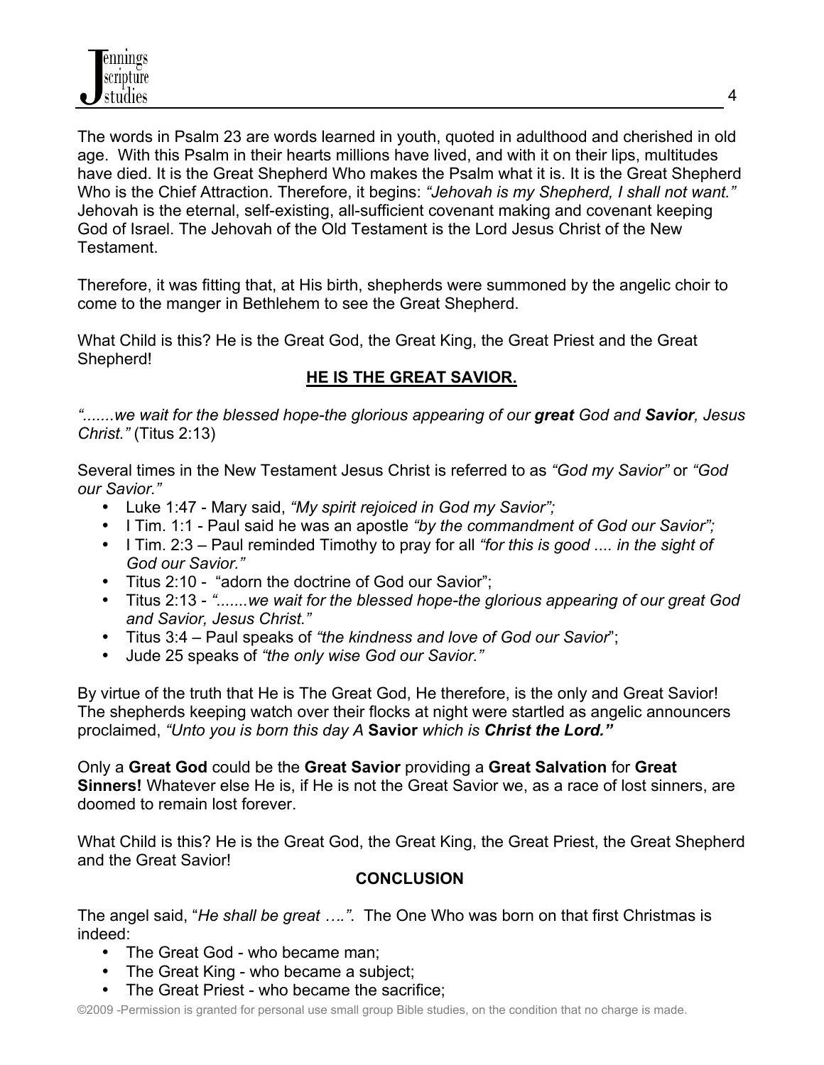The words in Psalm 23 are words learned in youth, quoted in adulthood and cherished in old age. With this Psalm in their hearts millions have lived, and with it on their lips, multitudes have died. It is the Great Shepherd Who makes the Psalm what it is. It is the Great Shepherd Who is the Chief Attraction. Therefore, it begins: *"Jehovah is my Shepherd, I shall not want."* Jehovah is the eternal, self-existing, all-sufficient covenant making and covenant keeping God of Israel. The Jehovah of the Old Testament is the Lord Jesus Christ of the New Testament.

Therefore, it was fitting that, at His birth, shepherds were summoned by the angelic choir to come to the manger in Bethlehem to see the Great Shepherd.

What Child is this? He is the Great God, the Great King, the Great Priest and the Great Shepherd!

## HE IS THE GREAT SAVIOR.

*".......we wait for the blessed hope-the glorious appearing of our **great** God and **Savior**, Jesus Christ."* (Titus 2:13)

Several times in the New Testament Jesus Christ is referred to as *"God my Savior"* or *"God our Savior."*

- Luke 1:47 - Mary said, *"My spirit rejoiced in God my Savior";*
- I Tim. 1:1 - Paul said he was an apostle *"by the commandment of God our Savior";*
- I Tim. 2:3 – Paul reminded Timothy to pray for all *"for this is good .... in the sight of God our Savior."*
- Titus 2:10 - "adorn the doctrine of God our Savior";
- Titus 2:13 - *".......we wait for the blessed hope-the glorious appearing of our great God and Savior, Jesus Christ."*
- Titus 3:4 – Paul speaks of *"the kindness and love of God our Savior*";
- Jude 25 speaks of *"the only wise God our Savior."*

By virtue of the truth that He is The Great God, He therefore, is the only and Great Savior! The shepherds keeping watch over their flocks at night were startled as angelic announcers proclaimed, *"Unto you is born this day A* **Savior** *which is **Christ the Lord."***

Only a **Great God** could be the **Great Savior** providing a **Great Salvation** for **Great Sinners!** Whatever else He is, if He is not the Great Savior we, as a race of lost sinners, are doomed to remain lost forever.

What Child is this? He is the Great God, the Great King, the Great Priest, the Great Shepherd and the Great Savior!

## CONCLUSION

The angel said, "*He shall be great ….*". The One Who was born on that first Christmas is indeed:

- The Great God - who became man;
- The Great King - who became a subject;
- The Great Priest - who became the sacrifice;

©2009 -Permission is granted for personal use small group Bible studies, on the condition that no charge is made.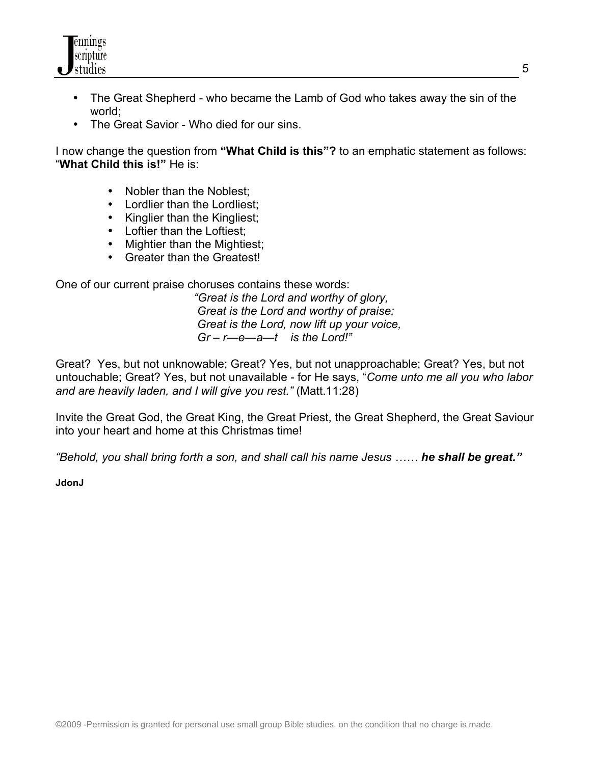- The Great Shepherd - who became the Lamb of God who takes away the sin of the world;
- The Great Savior - Who died for our sins.

I now change the question from **"What Child is this"?** to an emphatic statement as follows: "**What Child this is!"** He is:

- Nobler than the Noblest;
- Lordlier than the Lordliest;
- Kinglier than the Kingliest;
- Loftier than the Loftiest;
- Mightier than the Mightiest;
- Greater than the Greatest!

One of our current praise choruses contains these words:

*"Great is the Lord and worthy of glory,*
*Great is the Lord and worthy of praise;*
*Great is the Lord, now lift up your voice,*
*Gr – r—e—a—t is the Lord!"*

Great? Yes, but not unknowable; Great? Yes, but not unapproachable; Great? Yes, but not untouchable; Great? Yes, but not unavailable - for He says, "*Come unto me all you who labor and are heavily laden, and I will give you rest."* (Matt.11:28)

Invite the Great God, the Great King, the Great Priest, the Great Shepherd, the Great Saviour into your heart and home at this Christmas time!

*"Behold, you shall bring forth a son, and shall call his name Jesus …… **he shall be great."***

**JdonJ**

©2009 -Permission is granted for personal use small group Bible studies, on the condition that no charge is made.